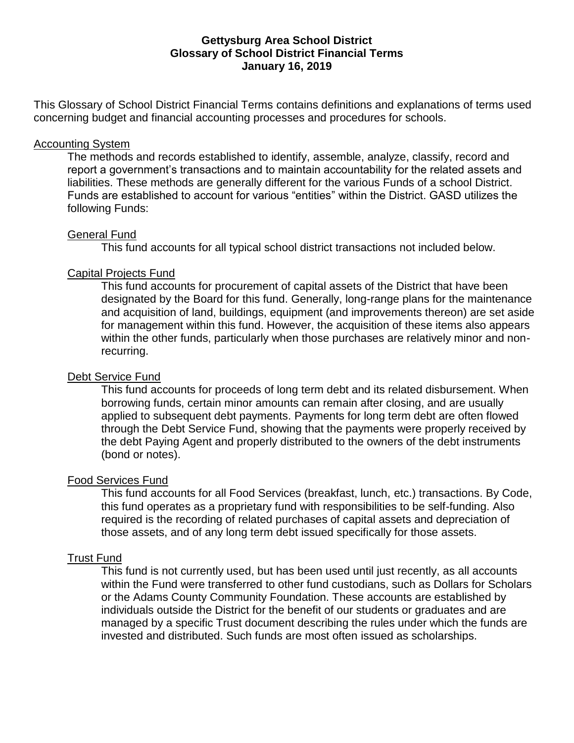# Gettysburg Area School District
## Glossary of School District Financial Terms
**January 16, 2019**

This Glossary of School District Financial Terms contains definitions and explanations of terms used concerning budget and financial accounting processes and procedures for schools.

### Accounting System

The methods and records established to identify, assemble, analyze, classify, record and report a government's transactions and to maintain accountability for the related assets and liabilities. These methods are generally different for the various Funds of a school District. Funds are established to account for various "entities" within the District. GASD utilizes the following Funds:

#### General Fund

This fund accounts for all typical school district transactions not included below.

#### Capital Projects Fund

This fund accounts for procurement of capital assets of the District that have been designated by the Board for this fund. Generally, long-range plans for the maintenance and acquisition of land, buildings, equipment (and improvements thereon) are set aside for management within this fund. However, the acquisition of these items also appears within the other funds, particularly when those purchases are relatively minor and non-recurring.

#### Debt Service Fund

This fund accounts for proceeds of long term debt and its related disbursement. When borrowing funds, certain minor amounts can remain after closing, and are usually applied to subsequent debt payments. Payments for long term debt are often flowed through the Debt Service Fund, showing that the payments were properly received by the debt Paying Agent and properly distributed to the owners of the debt instruments (bond or notes).

#### Food Services Fund

This fund accounts for all Food Services (breakfast, lunch, etc.) transactions. By Code, this fund operates as a proprietary fund with responsibilities to be self-funding. Also required is the recording of related purchases of capital assets and depreciation of those assets, and of any long term debt issued specifically for those assets.

#### Trust Fund

This fund is not currently used, but has been used until just recently, as all accounts within the Fund were transferred to other fund custodians, such as Dollars for Scholars or the Adams County Community Foundation. These accounts are established by individuals outside the District for the benefit of our students or graduates and are managed by a specific Trust document describing the rules under which the funds are invested and distributed. Such funds are most often issued as scholarships.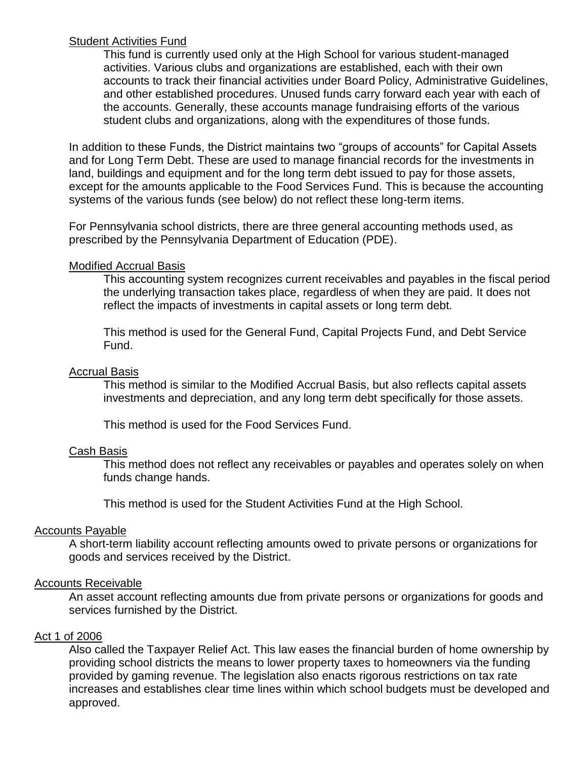### Student Activities Fund

This fund is currently used only at the High School for various student-managed activities. Various clubs and organizations are established, each with their own accounts to track their financial activities under Board Policy, Administrative Guidelines, and other established procedures. Unused funds carry forward each year with each of the accounts. Generally, these accounts manage fundraising efforts of the various student clubs and organizations, along with the expenditures of those funds.

In addition to these Funds, the District maintains two "groups of accounts" for Capital Assets and for Long Term Debt. These are used to manage financial records for the investments in land, buildings and equipment and for the long term debt issued to pay for those assets, except for the amounts applicable to the Food Services Fund. This is because the accounting systems of the various funds (see below) do not reflect these long-term items.

For Pennsylvania school districts, there are three general accounting methods used, as prescribed by the Pennsylvania Department of Education (PDE).

### Modified Accrual Basis

This accounting system recognizes current receivables and payables in the fiscal period the underlying transaction takes place, regardless of when they are paid. It does not reflect the impacts of investments in capital assets or long term debt.

This method is used for the General Fund, Capital Projects Fund, and Debt Service Fund.

### Accrual Basis

This method is similar to the Modified Accrual Basis, but also reflects capital assets investments and depreciation, and any long term debt specifically for those assets.

This method is used for the Food Services Fund.

### Cash Basis

This method does not reflect any receivables or payables and operates solely on when funds change hands.

This method is used for the Student Activities Fund at the High School.

## Accounts Payable

A short-term liability account reflecting amounts owed to private persons or organizations for goods and services received by the District.

## Accounts Receivable

An asset account reflecting amounts due from private persons or organizations for goods and services furnished by the District.

## Act 1 of 2006

Also called the Taxpayer Relief Act. This law eases the financial burden of home ownership by providing school districts the means to lower property taxes to homeowners via the funding provided by gaming revenue. The legislation also enacts rigorous restrictions on tax rate increases and establishes clear time lines within which school budgets must be developed and approved.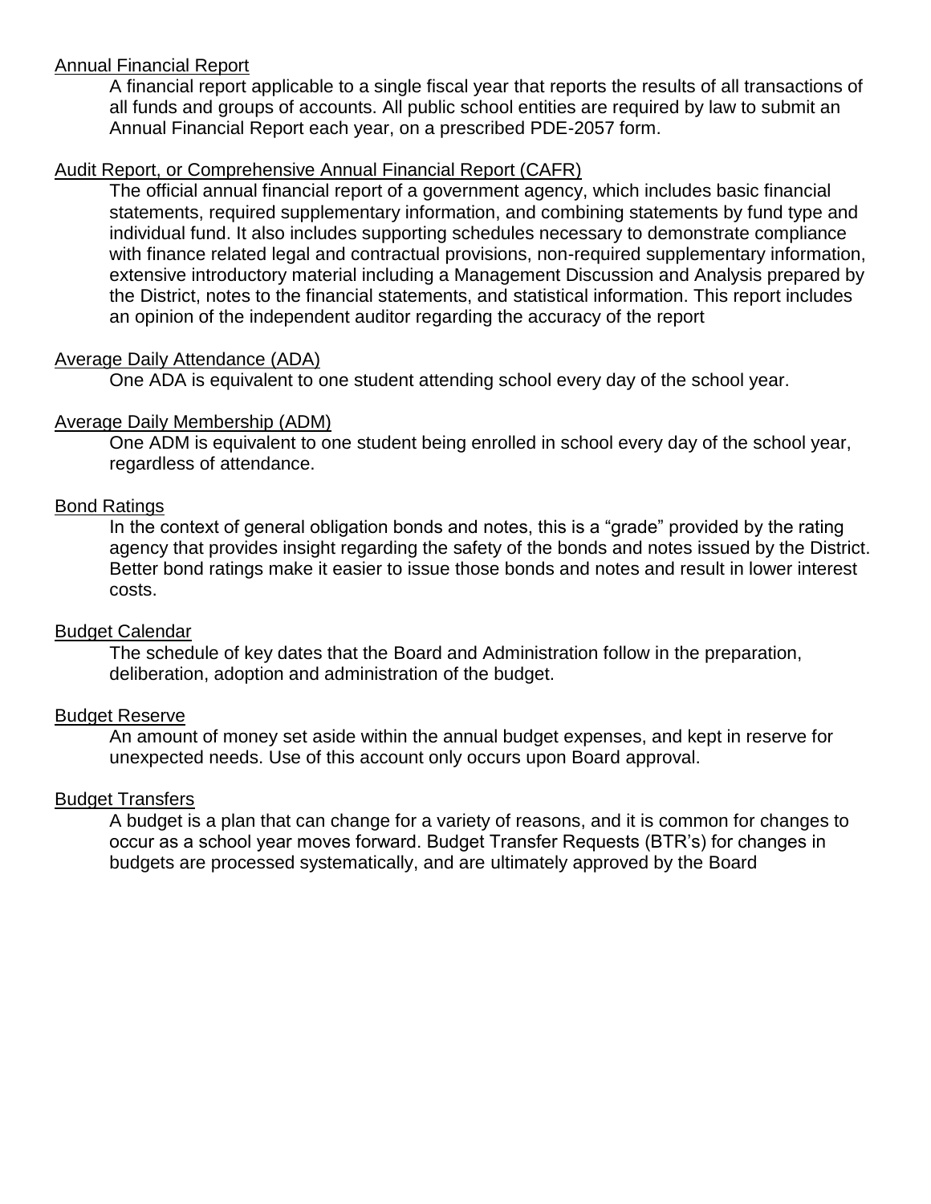Annual Financial Report

A financial report applicable to a single fiscal year that reports the results of all transactions of all funds and groups of accounts. All public school entities are required by law to submit an Annual Financial Report each year, on a prescribed PDE-2057 form.

Audit Report, or Comprehensive Annual Financial Report (CAFR)

The official annual financial report of a government agency, which includes basic financial statements, required supplementary information, and combining statements by fund type and individual fund. It also includes supporting schedules necessary to demonstrate compliance with finance related legal and contractual provisions, non-required supplementary information, extensive introductory material including a Management Discussion and Analysis prepared by the District, notes to the financial statements, and statistical information. This report includes an opinion of the independent auditor regarding the accuracy of the report

Average Daily Attendance (ADA)

One ADA is equivalent to one student attending school every day of the school year.

Average Daily Membership (ADM)

One ADM is equivalent to one student being enrolled in school every day of the school year, regardless of attendance.

Bond Ratings

In the context of general obligation bonds and notes, this is a "grade" provided by the rating agency that provides insight regarding the safety of the bonds and notes issued by the District. Better bond ratings make it easier to issue those bonds and notes and result in lower interest costs.

Budget Calendar

The schedule of key dates that the Board and Administration follow in the preparation, deliberation, adoption and administration of the budget.

Budget Reserve

An amount of money set aside within the annual budget expenses, and kept in reserve for unexpected needs. Use of this account only occurs upon Board approval.

Budget Transfers

A budget is a plan that can change for a variety of reasons, and it is common for changes to occur as a school year moves forward. Budget Transfer Requests (BTR's) for changes in budgets are processed systematically, and are ultimately approved by the Board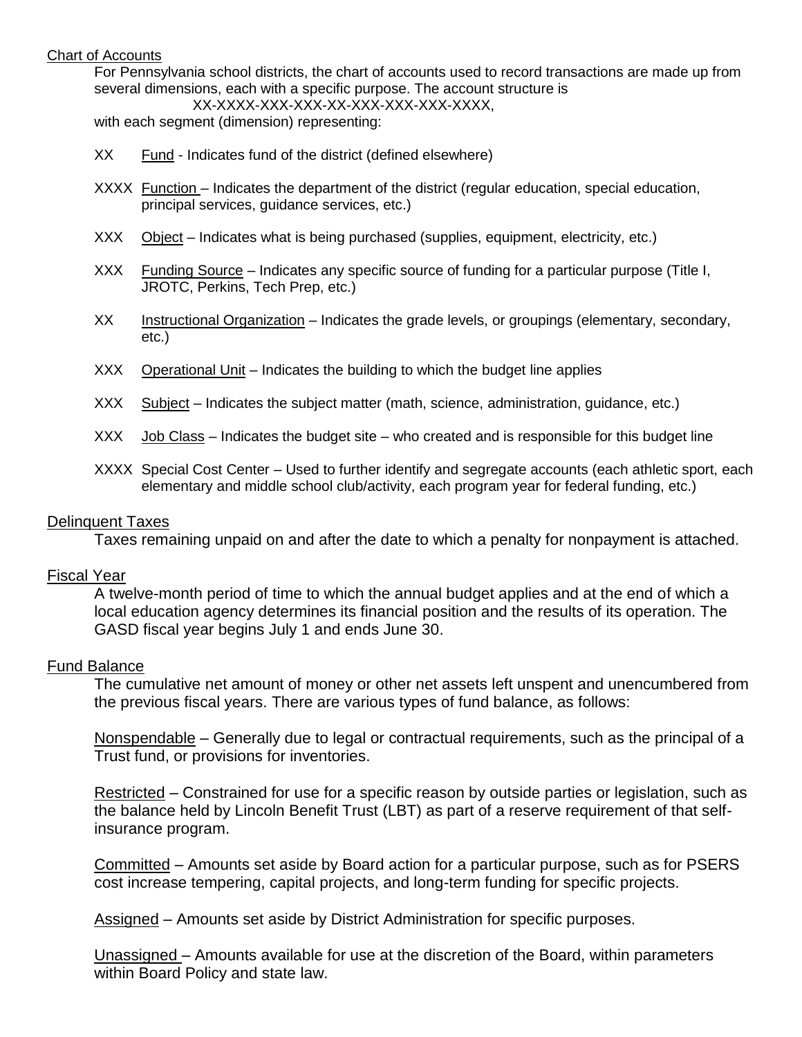## Chart of Accounts

For Pennsylvania school districts, the chart of accounts used to record transactions are made up from several dimensions, each with a specific purpose. The account structure is

XX-XXXX-XXX-XXX-XX-XXX-XXX-XXX-XXXX,

with each segment (dimension) representing:

- XX <u>Fund</u> - Indicates fund of the district (defined elsewhere)
- XXXX <u>Function</u> – Indicates the department of the district (regular education, special education, principal services, guidance services, etc.)
- XXX <u>Object</u> – Indicates what is being purchased (supplies, equipment, electricity, etc.)
- XXX <u>Funding Source</u> – Indicates any specific source of funding for a particular purpose (Title I, JROTC, Perkins, Tech Prep, etc.)
- XX <u>Instructional Organization</u> – Indicates the grade levels, or groupings (elementary, secondary, etc.)
- XXX <u>Operational Unit</u> – Indicates the building to which the budget line applies
- XXX <u>Subject</u> – Indicates the subject matter (math, science, administration, guidance, etc.)
- XXX <u>Job Class</u> – Indicates the budget site – who created and is responsible for this budget line
- XXXX Special Cost Center – Used to further identify and segregate accounts (each athletic sport, each elementary and middle school club/activity, each program year for federal funding, etc.)

## Delinquent Taxes

Taxes remaining unpaid on and after the date to which a penalty for nonpayment is attached.

## Fiscal Year

A twelve-month period of time to which the annual budget applies and at the end of which a local education agency determines its financial position and the results of its operation. The GASD fiscal year begins July 1 and ends June 30.

## Fund Balance

The cumulative net amount of money or other net assets left unspent and unencumbered from the previous fiscal years. There are various types of fund balance, as follows:

<u>Nonspendable</u> – Generally due to legal or contractual requirements, such as the principal of a Trust fund, or provisions for inventories.

<u>Restricted</u> – Constrained for use for a specific reason by outside parties or legislation, such as the balance held by Lincoln Benefit Trust (LBT) as part of a reserve requirement of that self-insurance program.

<u>Committed</u> – Amounts set aside by Board action for a particular purpose, such as for PSERS cost increase tempering, capital projects, and long-term funding for specific projects.

<u>Assigned</u> – Amounts set aside by District Administration for specific purposes.

<u>Unassigned</u> – Amounts available for use at the discretion of the Board, within parameters within Board Policy and state law.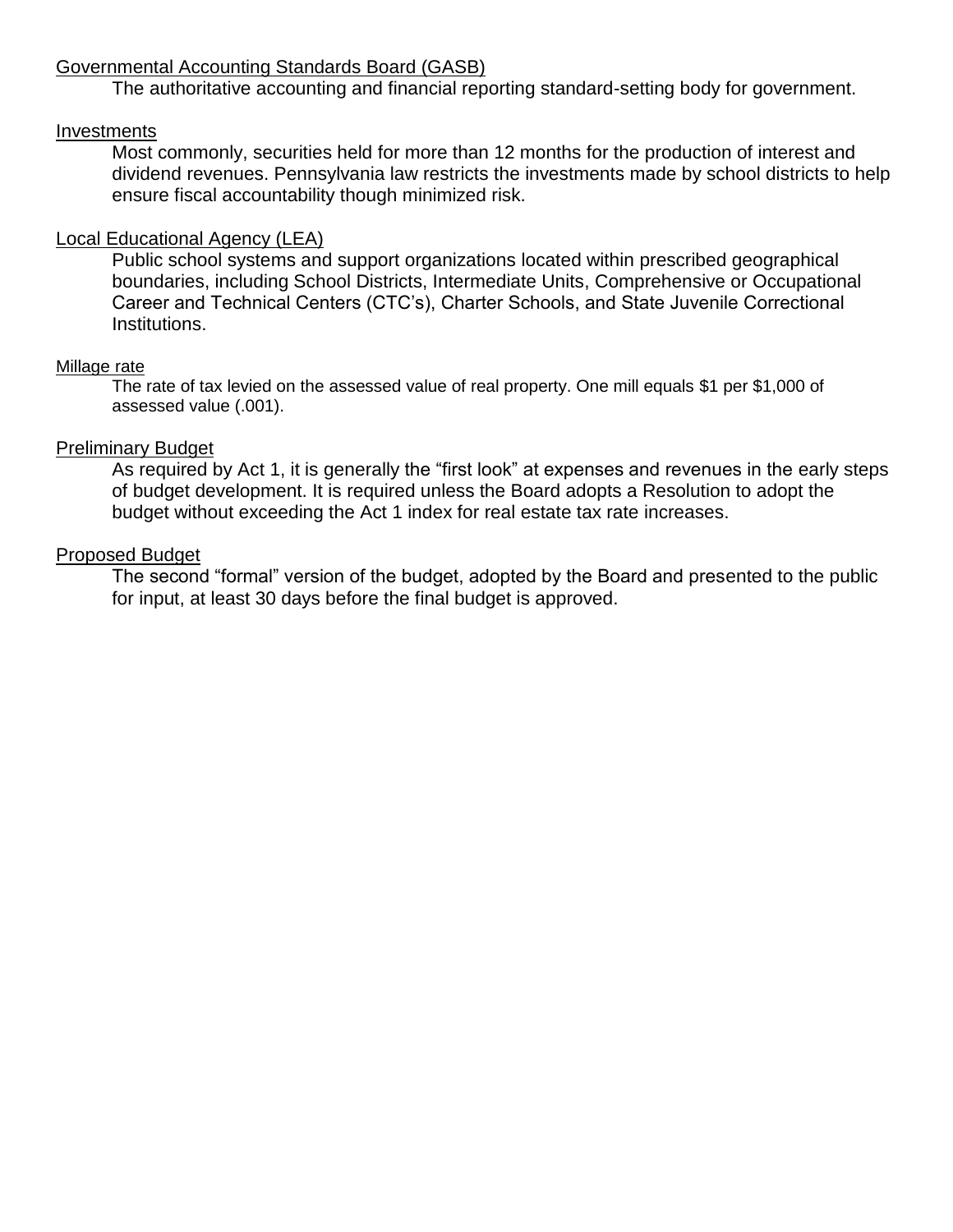Governmental Accounting Standards Board (GASB)

The authoritative accounting and financial reporting standard-setting body for government.

Investments

Most commonly, securities held for more than 12 months for the production of interest and dividend revenues. Pennsylvania law restricts the investments made by school districts to help ensure fiscal accountability though minimized risk.

Local Educational Agency (LEA)

Public school systems and support organizations located within prescribed geographical boundaries, including School Districts, Intermediate Units, Comprehensive or Occupational Career and Technical Centers (CTC's), Charter Schools, and State Juvenile Correctional Institutions.

Millage rate

The rate of tax levied on the assessed value of real property. One mill equals $1 per $1,000 of assessed value (.001).

Preliminary Budget

As required by Act 1, it is generally the "first look" at expenses and revenues in the early steps of budget development. It is required unless the Board adopts a Resolution to adopt the budget without exceeding the Act 1 index for real estate tax rate increases.

Proposed Budget

The second "formal" version of the budget, adopted by the Board and presented to the public for input, at least 30 days before the final budget is approved.